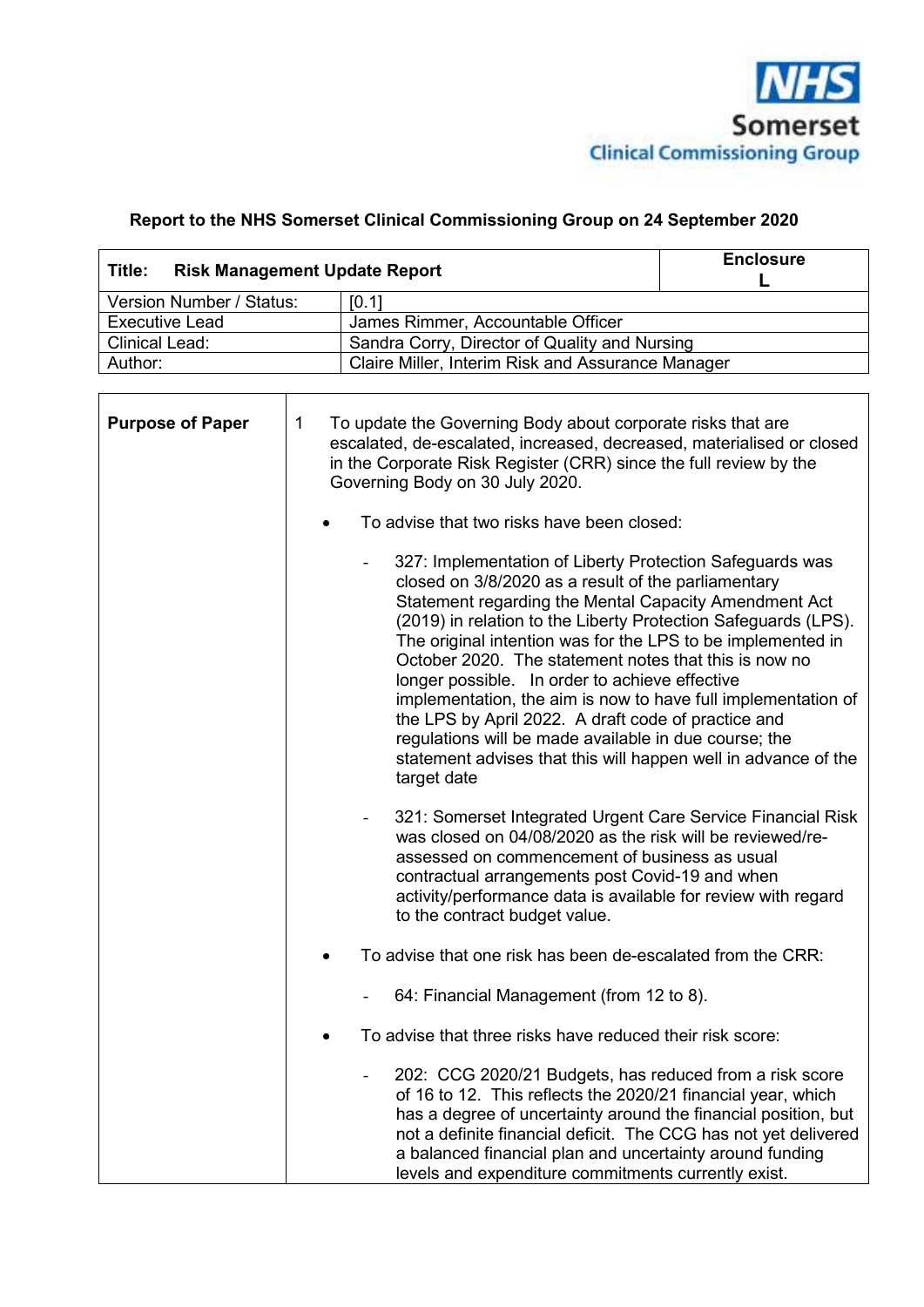**Report to the NHS Somerset Clinical Commissioning Group on 24 September 2020**

| **Title: Risk Management Update Report** | | **Enclosure L** |
|---|---|---|
| Version Number / Status: | [0.1] | |
| Executive Lead | James Rimmer, Accountable Officer | |
| Clinical Lead: | Sandra Corry, Director of Quality and Nursing | |
| Author: | Claire Miller, Interim Risk and Assurance Manager | |

**Purpose of Paper**

1 To update the Governing Body about corporate risks that are escalated, de-escalated, increased, decreased, materialised or closed in the Corporate Risk Register (CRR) since the full review by the Governing Body on 30 July 2020.

- To advise that two risks have been closed:
  - 327: Implementation of Liberty Protection Safeguards was closed on 3/8/2020 as a result of the parliamentary Statement regarding the Mental Capacity Amendment Act (2019) in relation to the Liberty Protection Safeguards (LPS). The original intention was for the LPS to be implemented in October 2020. The statement notes that this is now no longer possible. In order to achieve effective implementation, the aim is now to have full implementation of the LPS by April 2022. A draft code of practice and regulations will be made available in due course; the statement advises that this will happen well in advance of the target date
  - 321: Somerset Integrated Urgent Care Service Financial Risk was closed on 04/08/2020 as the risk will be reviewed/re-assessed on commencement of business as usual contractual arrangements post Covid-19 and when activity/performance data is available for review with regard to the contract budget value.
- To advise that one risk has been de-escalated from the CRR:
  - 64: Financial Management (from 12 to 8).
- To advise that three risks have reduced their risk score:
  - 202: CCG 2020/21 Budgets, has reduced from a risk score of 16 to 12. This reflects the 2020/21 financial year, which has a degree of uncertainty around the financial position, but not a definite financial deficit. The CCG has not yet delivered a balanced financial plan and uncertainty around funding levels and expenditure commitments currently exist.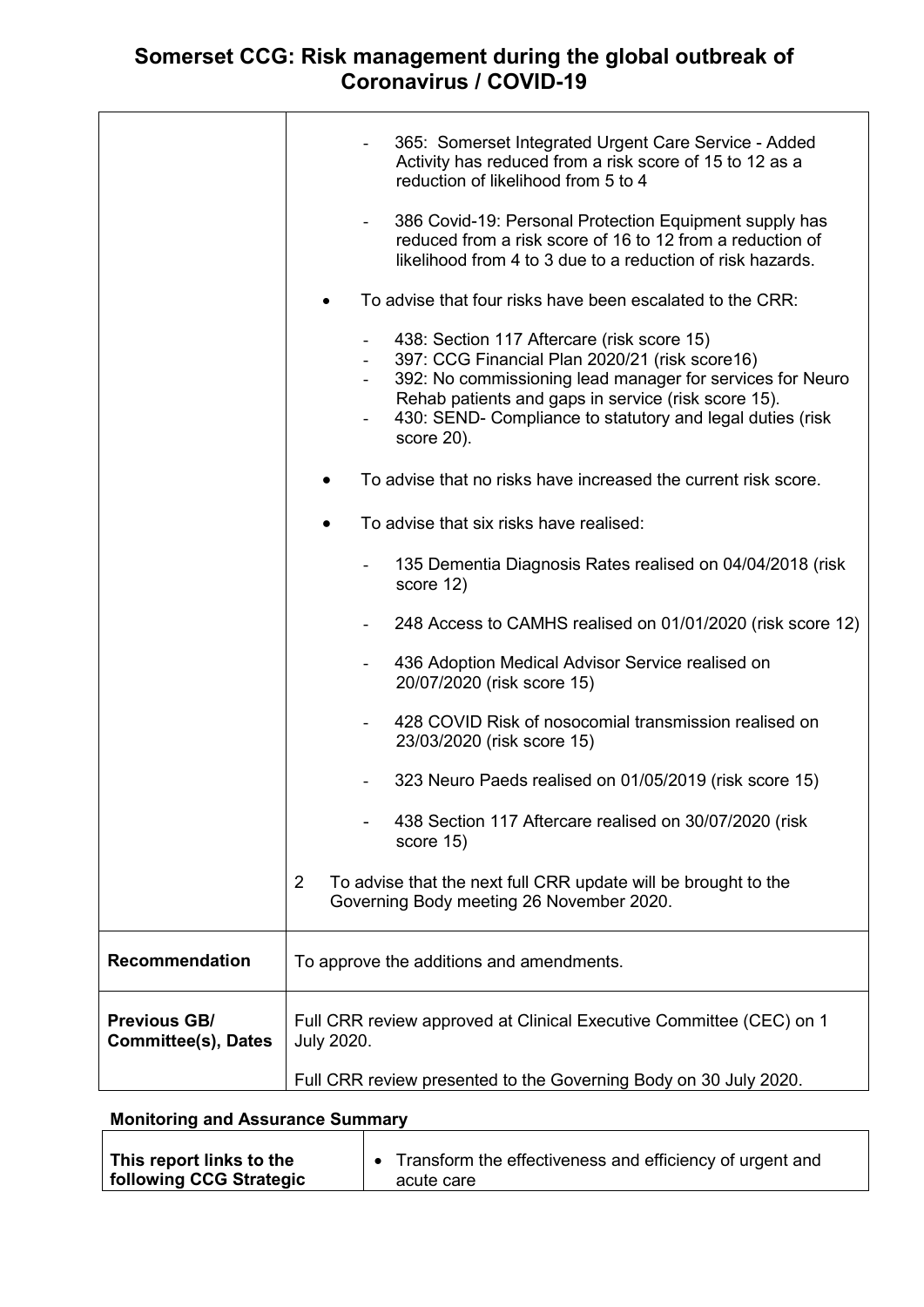# Somerset CCG: Risk management during the global outbreak of Coronavirus / COVID-19

| | |
|---|---|
| | - 365: Somerset Integrated Urgent Care Service - Added Activity has reduced from a risk score of 15 to 12 as a reduction of likelihood from 5 to 4<br><br>- 386 Covid-19: Personal Protection Equipment supply has reduced from a risk score of 16 to 12 from a reduction of likelihood from 4 to 3 due to a reduction of risk hazards.<br><br>• To advise that four risks have been escalated to the CRR:<br><br>- 438: Section 117 Aftercare (risk score 15)<br>- 397: CCG Financial Plan 2020/21 (risk score16)<br>- 392: No commissioning lead manager for services for Neuro Rehab patients and gaps in service (risk score 15).<br>- 430: SEND- Compliance to statutory and legal duties (risk score 20).<br><br>• To advise that no risks have increased the current risk score.<br><br>• To advise that six risks have realised:<br><br>- 135 Dementia Diagnosis Rates realised on 04/04/2018 (risk score 12)<br><br>- 248 Access to CAMHS realised on 01/01/2020 (risk score 12)<br><br>- 436 Adoption Medical Advisor Service realised on 20/07/2020 (risk score 15)<br><br>- 428 COVID Risk of nosocomial transmission realised on 23/03/2020 (risk score 15)<br><br>- 323 Neuro Paeds realised on 01/05/2019 (risk score 15)<br><br>- 438 Section 117 Aftercare realised on 30/07/2020 (risk score 15)<br><br>2 To advise that the next full CRR update will be brought to the Governing Body meeting 26 November 2020. |
| **Recommendation** | To approve the additions and amendments. |
| **Previous GB/ Committee(s), Dates** | Full CRR review approved at Clinical Executive Committee (CEC) on 1 July 2020.<br><br>Full CRR review presented to the Governing Body on 30 July 2020. |

**Monitoring and Assurance Summary**

| | |
|---|---|
| **This report links to the following CCG Strategic** | • Transform the effectiveness and efficiency of urgent and acute care |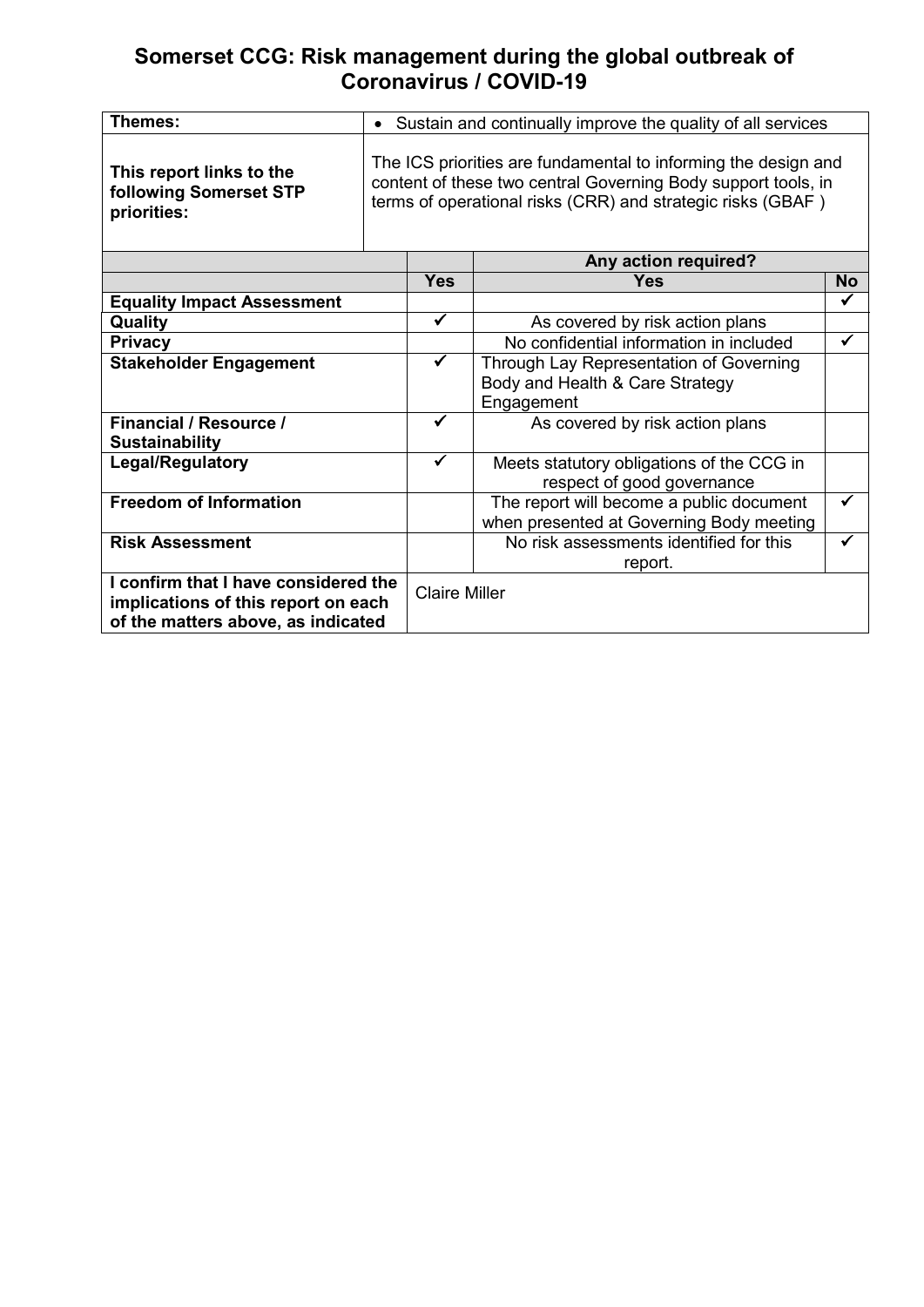# Somerset CCG: Risk management during the global outbreak of Coronavirus / COVID-19

| | |
|---|---|
| **Themes:** | • Sustain and continually improve the quality of all services |
| **This report links to the following Somerset STP priorities:** | The ICS priorities are fundamental to informing the design and content of these two central Governing Body support tools, in terms of operational risks (CRR) and strategic risks (GBAF ) |

| | | Any action required? | |
|---|---|---|---|
| | **Yes** | **Yes** | **No** |
| **Equality Impact Assessment** | | | ✓ |
| **Quality** | ✓ | As covered by risk action plans | |
| **Privacy** | | No confidential information in included | ✓ |
| **Stakeholder Engagement** | ✓ | Through Lay Representation of Governing Body and Health & Care Strategy Engagement | |
| **Financial / Resource / Sustainability** | ✓ | As covered by risk action plans | |
| **Legal/Regulatory** | ✓ | Meets statutory obligations of the CCG in respect of good governance | |
| **Freedom of Information** | | The report will become a public document when presented at Governing Body meeting | ✓ |
| **Risk Assessment** | | No risk assessments identified for this report. | ✓ |
| **I confirm that I have considered the implications of this report on each of the matters above, as indicated** | Claire Miller | | |